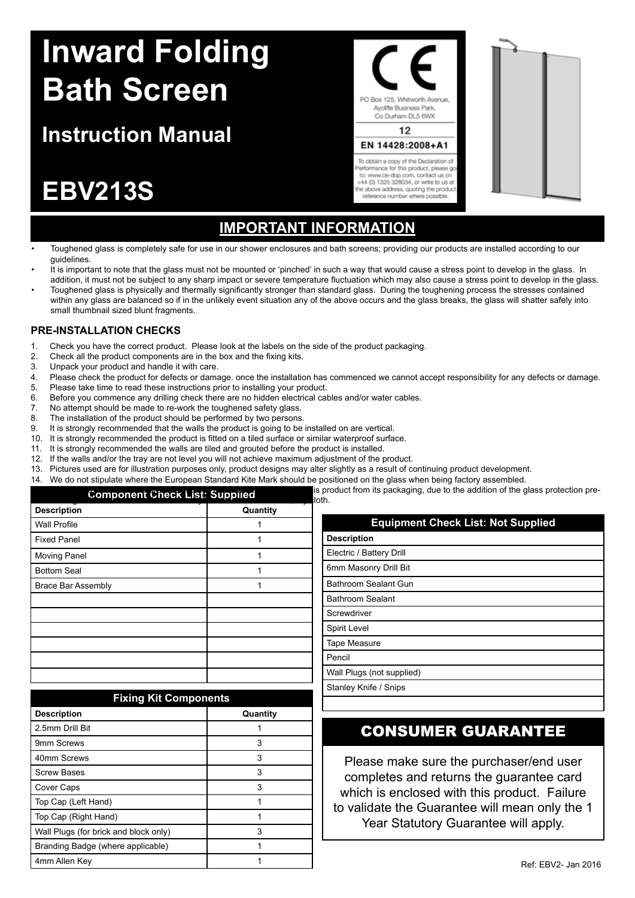# Inward Folding Bath Screen

## Instruction Manual

# EBV213S

PO Box 125, Whitworth Avenue, Aycliffe Business Park, Co Durham DL5 6WX

12

EN 14428:2008+A1

To obtain a copy of the Declaration of Performance for this product, please go to: www.ce-dop.com, contact us on +44 (0) 1325 328034, or write to us at the above address, quoting the product reference number where possible.

## IMPORTANT INFORMATION

- Toughened glass is completely safe for use in our shower enclosures and bath screens; providing our products are installed according to our guidelines.
- It is important to note that the glass must not be mounted or 'pinched' in such a way that would cause a stress point to develop in the glass. In addition, it must not be subject to any sharp impact or severe temperature fluctuation which may also cause a stress point to develop in the glass.
- Toughened glass is physically and thermally significantly stronger than standard glass. During the toughening process the stresses contained within any glass are balanced so if in the unlikely event situation any of the above occurs and the glass breaks, the glass will shatter safely into small thumbnail sized blunt fragments.

### PRE-INSTALLATION CHECKS

1. Check you have the correct product. Please look at the labels on the side of the product packaging.
2. Check all the product components are in the box and the fixing kits.
3. Unpack your product and handle it with care.
4. Please check the product for defects or damage. once the installation has commenced we cannot accept responsibility for any defects or damage.
5. Please take time to read these instructions prior to installing your product.
6. Before you commence any drilling check there are no hidden electrical cables and/or water cables.
7. No attempt should be made to re-work the toughened safety glass.
8. The installation of the product should be performed by two persons.
9. It is strongly recommended that the walls the product is going to be installed on are vertical.
10. It is strongly recommended the product is fitted on a tiled surface or similar waterproof surface.
11. It is strongly recommended the walls are tiled and grouted before the product is installed.
12. If the walls and/or the tray are not level you will not achieve maximum adjustment of the product.
13. Pictures used are for illustration purposes only, product designs may alter slightly as a result of continuing product development.
14. We do not stipulate where the European Standard Kite Mark should be positioned on the glass when being factory assembled.

... is product from its packaging, due to the addition of the glass protection pre- ... loth.

| Component Check List: Supplied | |
|---|---|
| **Description** | **Quantity** |
| Wall Profile | 1 |
| Fixed Panel | 1 |
| Moving Panel | 1 |
| Bottom Seal | 1 |
| Brace Bar Assembly | 1 |
| | |
| | |
| | |
| | |
| | |
| | |

| Fixing Kit Components | |
|---|---|
| **Description** | **Quantity** |
| 2.5mm Drill Bit | 1 |
| 9mm Screws | 3 |
| 40mm Screws | 3 |
| Screw Bases | 3 |
| Cover Caps | 3 |
| Top Cap (Left Hand) | 1 |
| Top Cap (Right Hand) | 1 |
| Wall Plugs (for brick and block only) | 3 |
| Branding Badge (where applicable) | 1 |
| 4mm Allen Key | 1 |

| Equipment Check List: Not Supplied |
|---|
| **Description** |
| Electric / Battery Drill |
| 6mm Masonry Drill Bit |
| Bathroom Sealant Gun |
| Bathroom Sealant |
| Screwdriver |
| Spirit Level |
| Tape Measure |
| Pencil |
| Wall Plugs (not supplied) |
| Stanley Knife / Snips |
| |

## CONSUMER GUARANTEE

Please make sure the purchaser/end user completes and returns the guarantee card which is enclosed with this product. Failure to validate the Guarantee will mean only the 1 Year Statutory Guarantee will apply.

Ref: EBV2- Jan 2016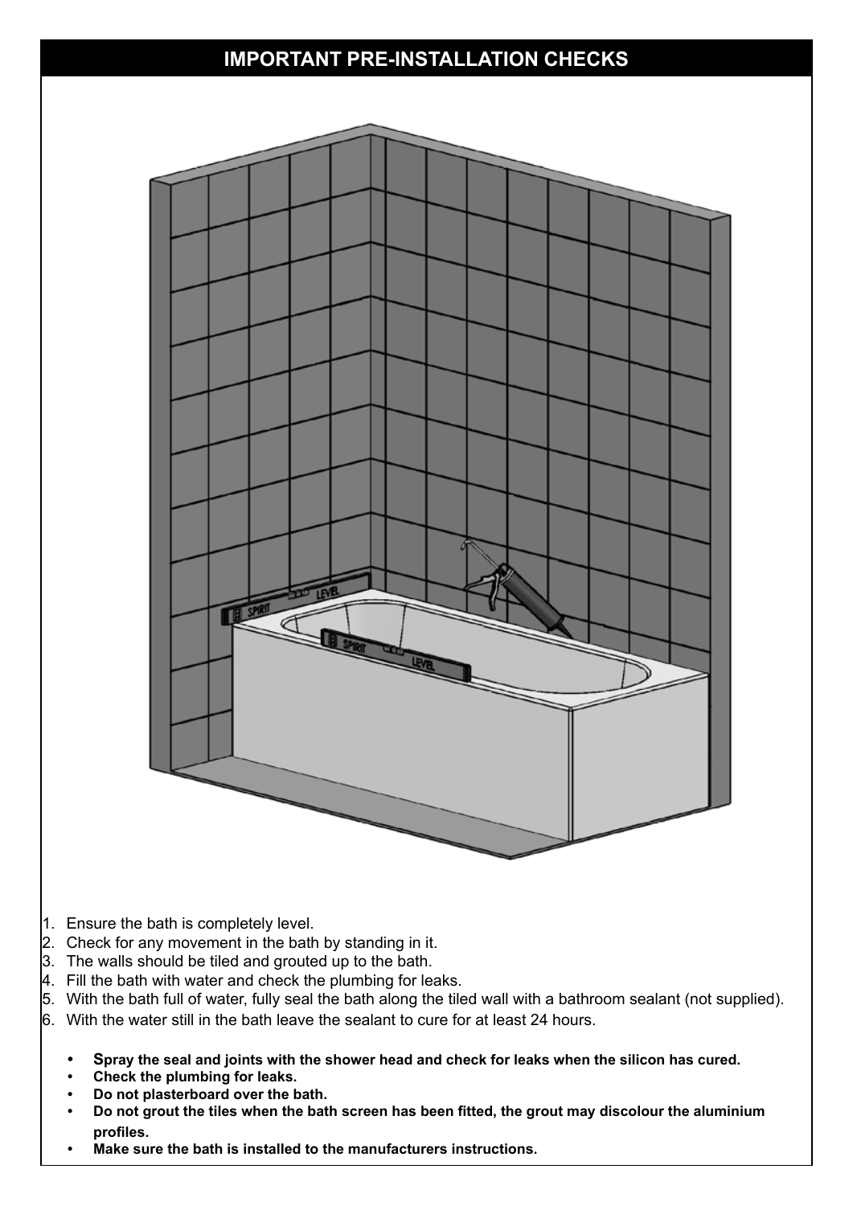# IMPORTANT PRE-INSTALLATION CHECKS

1. Ensure the bath is completely level.
2. Check for any movement in the bath by standing in it.
3. The walls should be tiled and grouted up to the bath.
4. Fill the bath with water and check the plumbing for leaks.
5. With the bath full of water, fully seal the bath along the tiled wall with a bathroom sealant (not supplied).
6. With the water still in the bath leave the sealant to cure for at least 24 hours.

- **Spray the seal and joints with the shower head and check for leaks when the silicon has cured.**
- **Check the plumbing for leaks.**
- **Do not plasterboard over the bath.**
- **Do not grout the tiles when the bath screen has been fitted, the grout may discolour the aluminium profiles.**
- **Make sure the bath is installed to the manufacturers instructions.**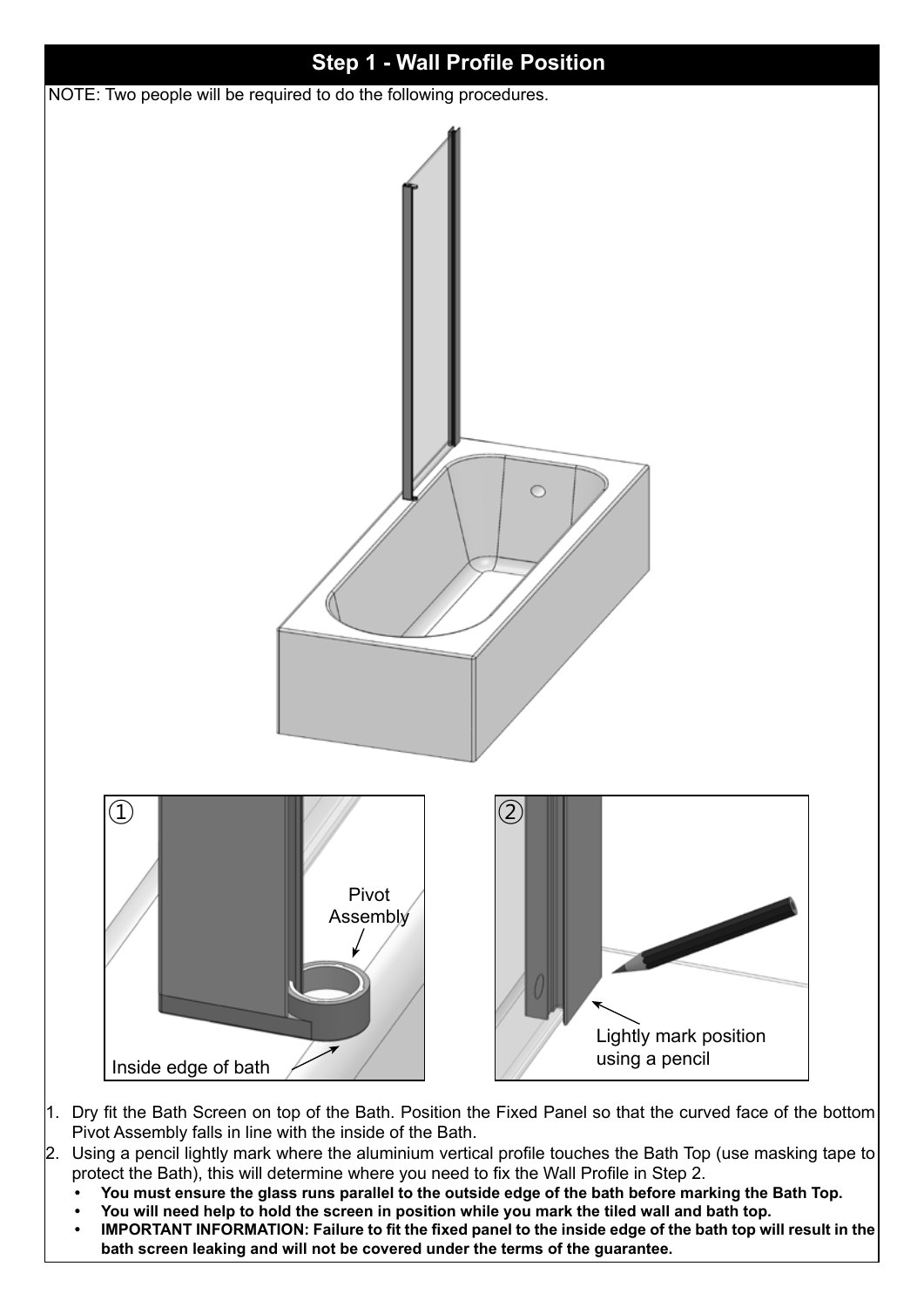## Step 1 - Wall Profile Position

NOTE: Two people will be required to do the following procedures.

① Pivot Assembly — Inside edge of bath

② Lightly mark position using a pencil

1. Dry fit the Bath Screen on top of the Bath. Position the Fixed Panel so that the curved face of the bottom Pivot Assembly falls in line with the inside of the Bath.
2. Using a pencil lightly mark where the aluminium vertical profile touches the Bath Top (use masking tape to protect the Bath), this will determine where you need to fix the Wall Profile in Step 2.
   - **You must ensure the glass runs parallel to the outside edge of the bath before marking the Bath Top.**
   - **You will need help to hold the screen in position while you mark the tiled wall and bath top.**
   - **IMPORTANT INFORMATION: Failure to fit the fixed panel to the inside edge of the bath top will result in the bath screen leaking and will not be covered under the terms of the guarantee.**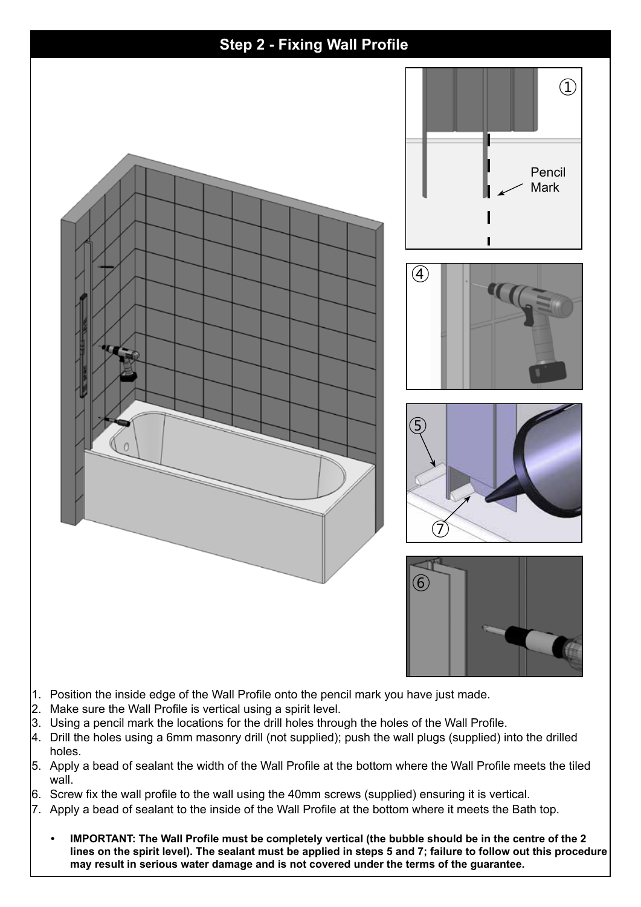# Step 2 - Fixing Wall Profile

1. Position the inside edge of the Wall Profile onto the pencil mark you have just made.
2. Make sure the Wall Profile is vertical using a spirit level.
3. Using a pencil mark the locations for the drill holes through the holes of the Wall Profile.
4. Drill the holes using a 6mm masonry drill (not supplied); push the wall plugs (supplied) into the drilled holes.
5. Apply a bead of sealant the width of the Wall Profile at the bottom where the Wall Profile meets the tiled wall.
6. Screw fix the wall profile to the wall using the 40mm screws (supplied) ensuring it is vertical.
7. Apply a bead of sealant to the inside of the Wall Profile at the bottom where it meets the Bath top.

- **IMPORTANT: The Wall Profile must be completely vertical (the bubble should be in the centre of the 2 lines on the spirit level). The sealant must be applied in steps 5 and 7; failure to follow out this procedure may result in serious water damage and is not covered under the terms of the guarantee.**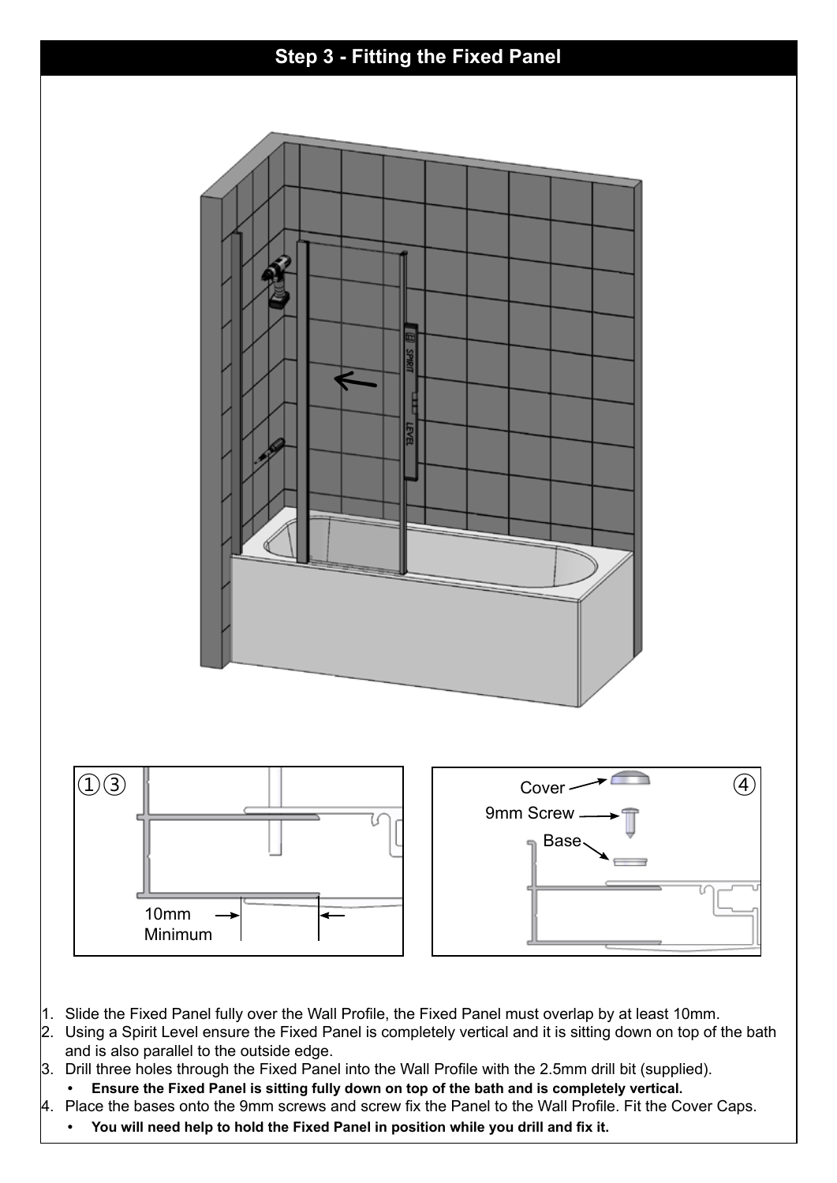## Step 3 - Fitting the Fixed Panel

①③

10mm Minimum

Cover

9mm Screw

Base

④

1. Slide the Fixed Panel fully over the Wall Profile, the Fixed Panel must overlap by at least 10mm.
2. Using a Spirit Level ensure the Fixed Panel is completely vertical and it is sitting down on top of the bath and is also parallel to the outside edge.
3. Drill three holes through the Fixed Panel into the Wall Profile with the 2.5mm drill bit (supplied).
   - **Ensure the Fixed Panel is sitting fully down on top of the bath and is completely vertical.**
4. Place the bases onto the 9mm screws and screw fix the Panel to the Wall Profile. Fit the Cover Caps.
   - **You will need help to hold the Fixed Panel in position while you drill and fix it.**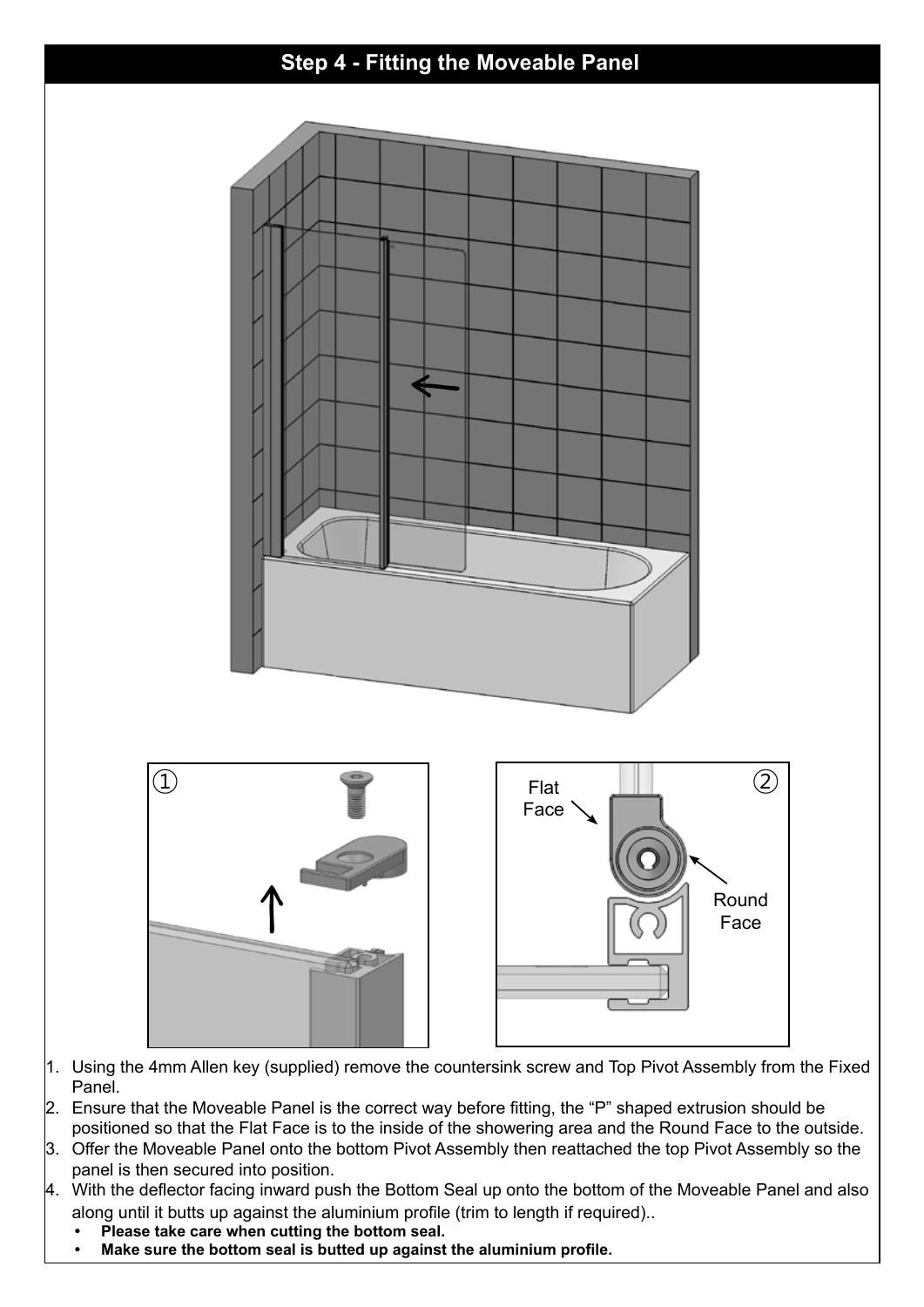## Step 4 - Fitting the Moveable Panel

①

②

Flat Face

Round Face

1. Using the 4mm Allen key (supplied) remove the countersink screw and Top Pivot Assembly from the Fixed Panel.
2. Ensure that the Moveable Panel is the correct way before fitting, the “P” shaped extrusion should be positioned so that the Flat Face is to the inside of the showering area and the Round Face to the outside.
3. Offer the Moveable Panel onto the bottom Pivot Assembly then reattached the top Pivot Assembly so the panel is then secured into position.
4. With the deflector facing inward push the Bottom Seal up onto the bottom of the Moveable Panel and also along until it butts up against the aluminium profile (trim to length if required)..
   - **Please take care when cutting the bottom seal.**
   - **Make sure the bottom seal is butted up against the aluminium profile.**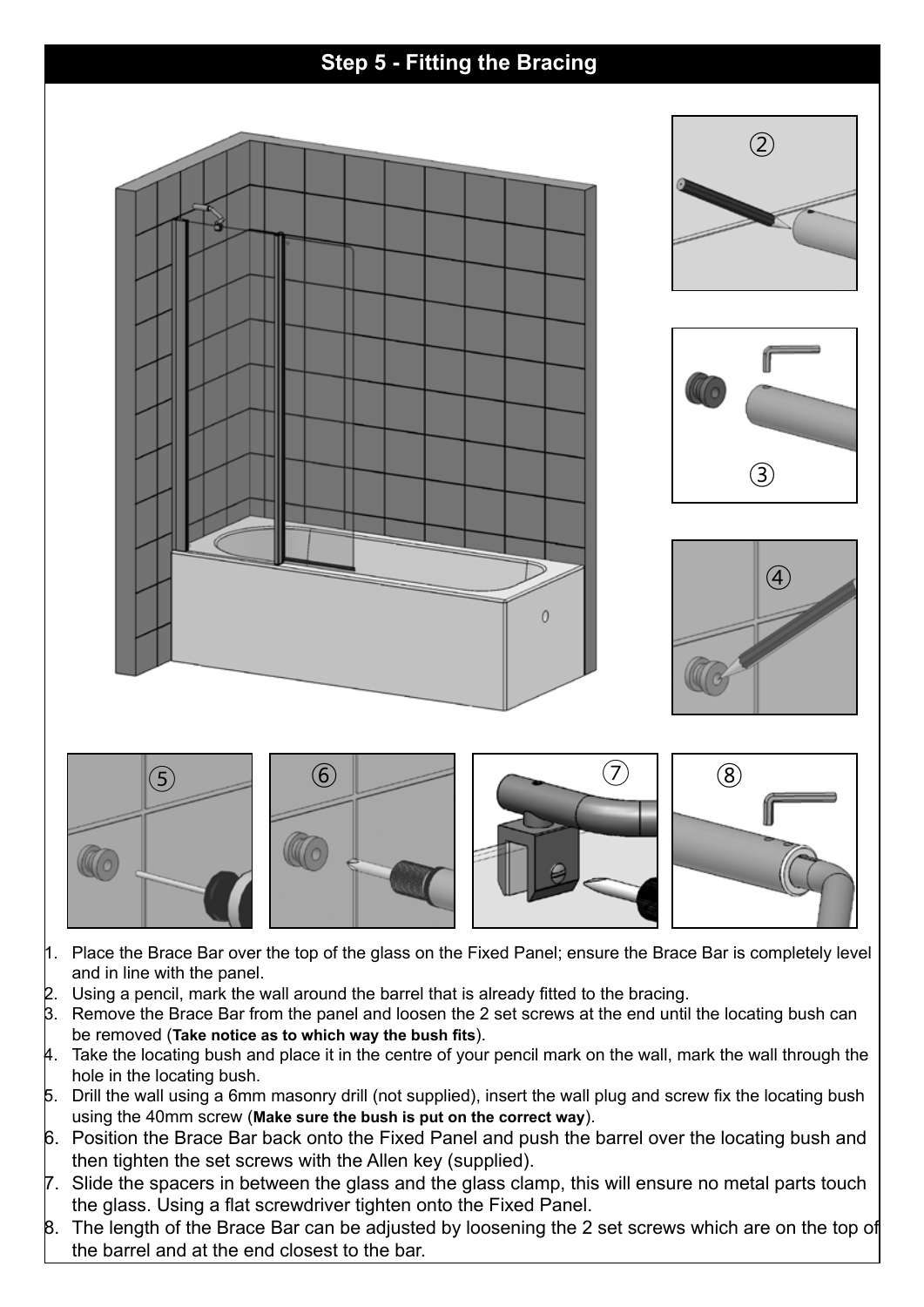## Step 5 - Fitting the Bracing

1. Place the Brace Bar over the top of the glass on the Fixed Panel; ensure the Brace Bar is completely level and in line with the panel.
2. Using a pencil, mark the wall around the barrel that is already fitted to the bracing.
3. Remove the Brace Bar from the panel and loosen the 2 set screws at the end until the locating bush can be removed (**Take notice as to which way the bush fits**).
4. Take the locating bush and place it in the centre of your pencil mark on the wall, mark the wall through the hole in the locating bush.
5. Drill the wall using a 6mm masonry drill (not supplied), insert the wall plug and screw fix the locating bush using the 40mm screw (**Make sure the bush is put on the correct way**).
6. Position the Brace Bar back onto the Fixed Panel and push the barrel over the locating bush and then tighten the set screws with the Allen key (supplied).
7. Slide the spacers in between the glass and the glass clamp, this will ensure no metal parts touch the glass. Using a flat screwdriver tighten onto the Fixed Panel.
8. The length of the Brace Bar can be adjusted by loosening the 2 set screws which are on the top of the barrel and at the end closest to the bar.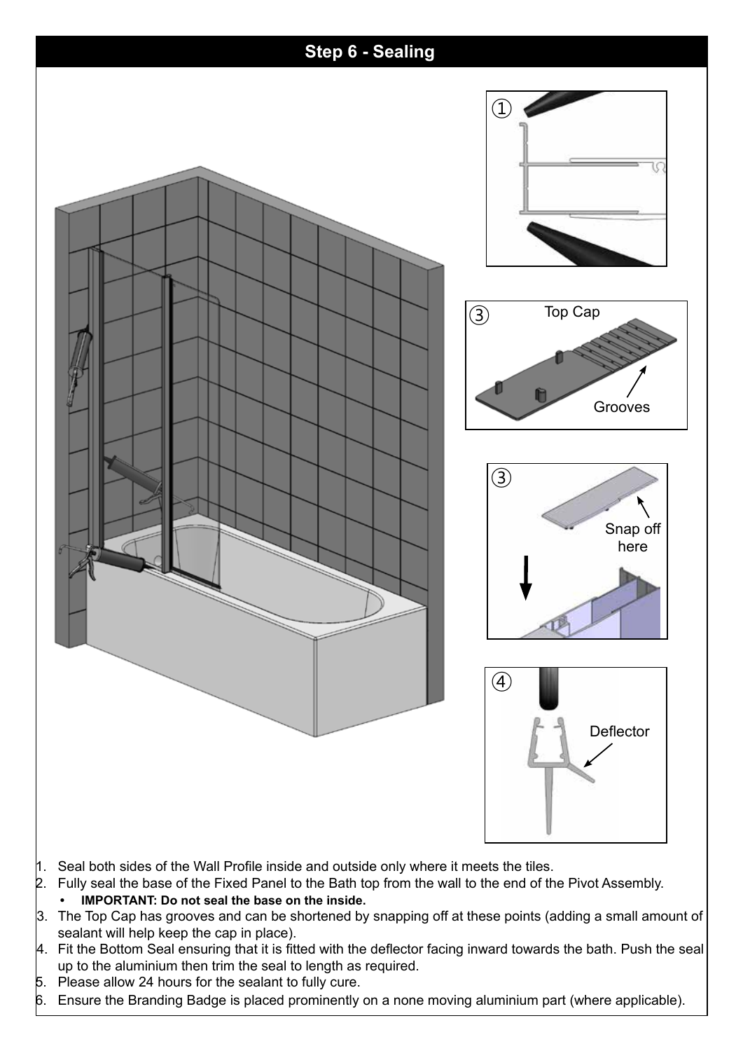# Step 6 - Sealing

① 

③ Top Cap

Grooves

③ 

Snap off here

④ 

Deflector

1. Seal both sides of the Wall Profile inside and outside only where it meets the tiles.
2. Fully seal the base of the Fixed Panel to the Bath top from the wall to the end of the Pivot Assembly.
   - **IMPORTANT: Do not seal the base on the inside.**
3. The Top Cap has grooves and can be shortened by snapping off at these points (adding a small amount of sealant will help keep the cap in place).
4. Fit the Bottom Seal ensuring that it is fitted with the deflector facing inward towards the bath. Push the seal up to the aluminium then trim the seal to length as required.
5. Please allow 24 hours for the sealant to fully cure.
6. Ensure the Branding Badge is placed prominently on a none moving aluminium part (where applicable).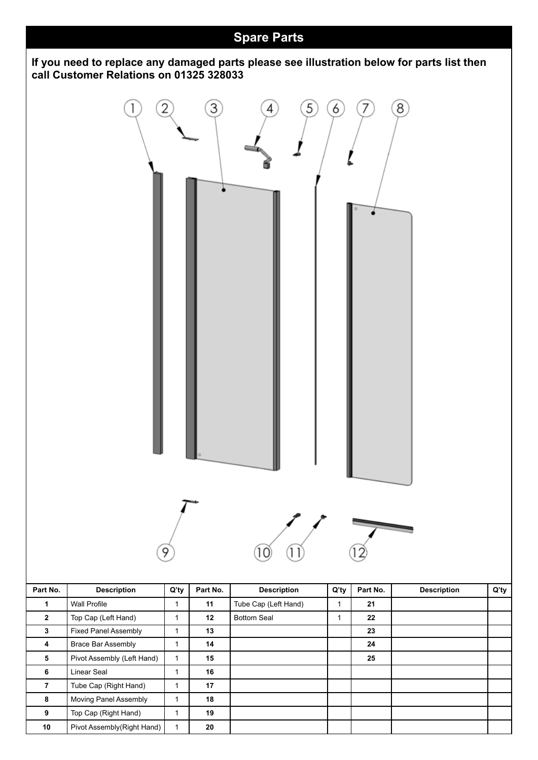## Spare Parts

**If you need to replace any damaged parts please see illustration below for parts list then call Customer Relations on 01325 328033**

| Part No. | Description | Q'ty | Part No. | Description | Q'ty | Part No. | Description | Q'ty |
|---|---|---|---|---|---|---|---|---|
| 1 | Wall Profile | 1 | 11 | Tube Cap (Left Hand) | 1 | 21 | | |
| 2 | Top Cap (Left Hand) | 1 | 12 | Bottom Seal | 1 | 22 | | |
| 3 | Fixed Panel Assembly | 1 | 13 | | | 23 | | |
| 4 | Brace Bar Assembly | 1 | 14 | | | 24 | | |
| 5 | Pivot Assembly (Left Hand) | 1 | 15 | | | 25 | | |
| 6 | Linear Seal | 1 | 16 | | | | | |
| 7 | Tube Cap (Right Hand) | 1 | 17 | | | | | |
| 8 | Moving Panel Assembly | 1 | 18 | | | | | |
| 9 | Top Cap (Right Hand) | 1 | 19 | | | | | |
| 10 | Pivot Assembly(Right Hand) | 1 | 20 | | | | | |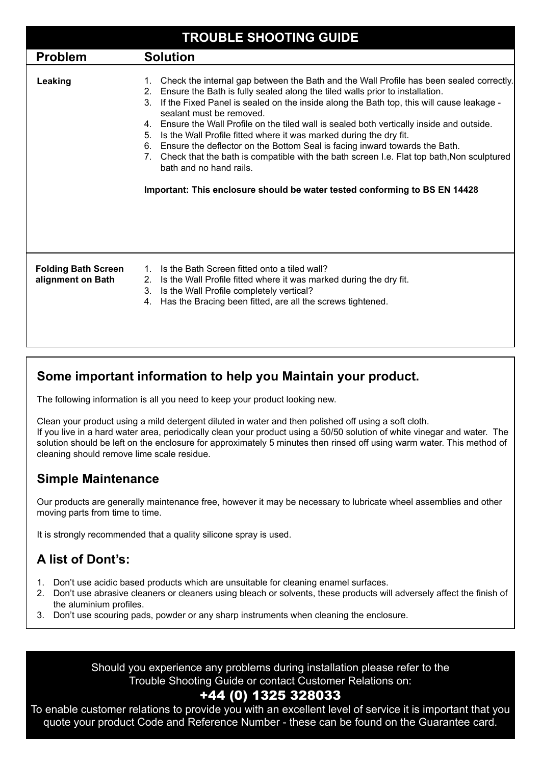## TROUBLE SHOOTING GUIDE

| Problem | Solution |
|---|---|
| **Leaking** | 1. Check the internal gap between the Bath and the Wall Profile has been sealed correctly.<br>2. Ensure the Bath is fully sealed along the tiled walls prior to installation.<br>3. If the Fixed Panel is sealed on the inside along the Bath top, this will cause leakage - sealant must be removed.<br>4. Ensure the Wall Profile on the tiled wall is sealed both vertically inside and outside.<br>5. Is the Wall Profile fitted where it was marked during the dry fit.<br>6. Ensure the deflector on the Bottom Seal is facing inward towards the Bath.<br>7. Check that the bath is compatible with the bath screen I.e. Flat top bath,Non sculptured bath and no hand rails.<br><br>**Important: This enclosure should be water tested conforming to BS EN 14428** |
| **Folding Bath Screen alignment on Bath** | 1. Is the Bath Screen fitted onto a tiled wall?<br>2. Is the Wall Profile fitted where it was marked during the dry fit.<br>3. Is the Wall Profile completely vertical?<br>4. Has the Bracing been fitted, are all the screws tightened. |

## Some important information to help you Maintain your product.

The following information is all you need to keep your product looking new.

Clean your product using a mild detergent diluted in water and then polished off using a soft cloth.
If you live in a hard water area, periodically clean your product using a 50/50 solution of white vinegar and water. The solution should be left on the enclosure for approximately 5 minutes then rinsed off using warm water. This method of cleaning should remove lime scale residue.

## Simple Maintenance

Our products are generally maintenance free, however it may be necessary to lubricate wheel assemblies and other moving parts from time to time.

It is strongly recommended that a quality silicone spray is used.

## A list of Dont's:

1. Don't use acidic based products which are unsuitable for cleaning enamel surfaces.
2. Don't use abrasive cleaners or cleaners using bleach or solvents, these products will adversely affect the finish of the aluminium profiles.
3. Don't use scouring pads, powder or any sharp instruments when cleaning the enclosure.

Should you experience any problems during installation please refer to the Trouble Shooting Guide or contact Customer Relations on:

**+44 (0) 1325 328033**

To enable customer relations to provide you with an excellent level of service it is important that you quote your product Code and Reference Number - these can be found on the Guarantee card.